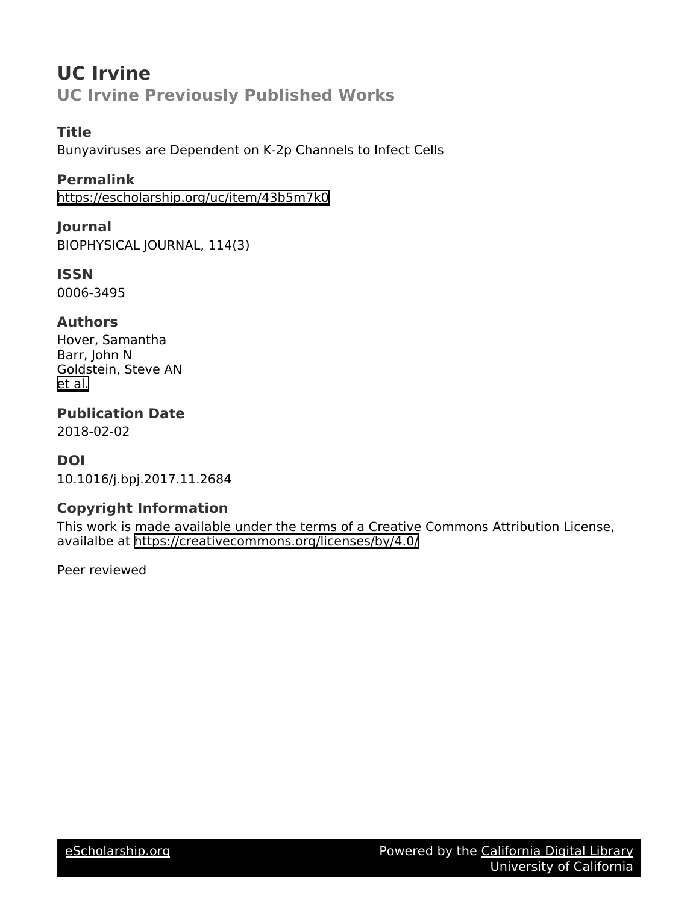# UC Irvine

## UC Irvine Previously Published Works

### Title

Bunyaviruses are Dependent on K-2p Channels to Infect Cells

### Permalink

https://escholarship.org/uc/item/43b5m7k0

### Journal

BIOPHYSICAL JOURNAL, 114(3)

### ISSN

0006-3495

### Authors

Hover, Samantha
Barr, John N
Goldstein, Steve AN
et al.

### Publication Date

2018-02-02

### DOI

10.1016/j.bpj.2017.11.2684

### Copyright Information

This work is made available under the terms of a Creative Commons Attribution License, availalbe at https://creativecommons.org/licenses/by/4.0/

Peer reviewed

eScholarship.org — Powered by the California Digital Library, University of California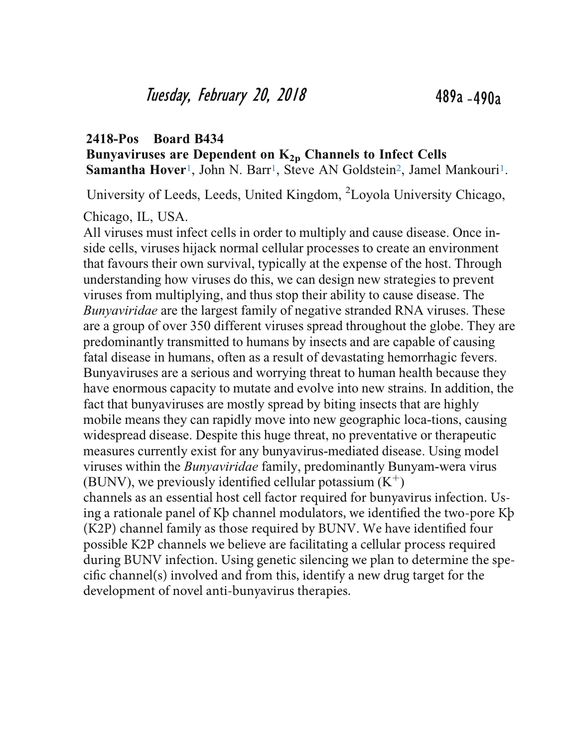**2418-Pos Board B434**

**Bunyaviruses are Dependent on $K_{2p}$ Channels to Infect Cells**

**Samantha Hover**[1], John N. Barr[1], Steve AN Goldstein[2], Jamel Mankouri[1].

University of Leeds, Leeds, United Kingdom, [2]Loyola University Chicago, Chicago, IL, USA.

All viruses must infect cells in order to multiply and cause disease. Once inside cells, viruses hijack normal cellular processes to create an environment that favours their own survival, typically at the expense of the host. Through understanding how viruses do this, we can design new strategies to prevent viruses from multiplying, and thus stop their ability to cause disease. The *Bunyaviridae* are the largest family of negative stranded RNA viruses. These are a group of over 350 different viruses spread throughout the globe. They are predominantly transmitted to humans by insects and are capable of causing fatal disease in humans, often as a result of devastating hemorrhagic fevers. Bunyaviruses are a serious and worrying threat to human health because they have enormous capacity to mutate and evolve into new strains. In addition, the fact that bunyaviruses are mostly spread by biting insects that are highly mobile means they can rapidly move into new geographic loca-tions, causing widespread disease. Despite this huge threat, no preventative or therapeutic measures currently exist for any bunyavirus-mediated disease. Using model viruses within the *Bunyaviridae* family, predominantly Bunyam-wera virus (BUNV), we previously identified cellular potassium ($K^+$) channels as an essential host cell factor required for bunyavirus infection. Using a rationale panel of Kþ channel modulators, we identified the two-pore Kþ (K2P) channel family as those required by BUNV. We have identified four possible K2P channels we believe are facilitating a cellular process required during BUNV infection. Using genetic silencing we plan to determine the specific channel(s) involved and from this, identify a new drug target for the development of novel anti-bunyavirus therapies.